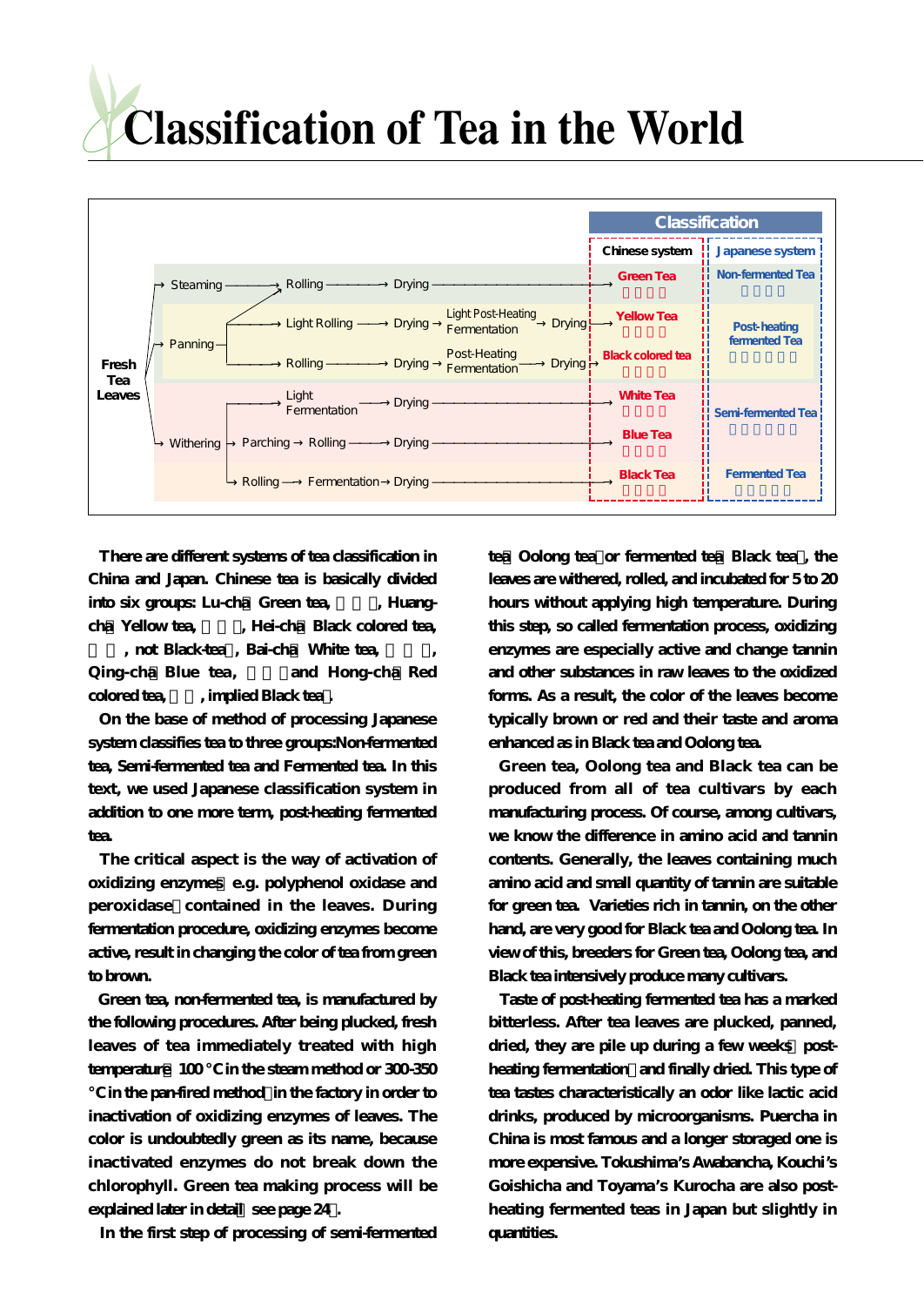# Classification of Tea in the World

Fresh Tea Leaves

| Process | | | | | Chinese system | Japanese system |
|---|---|---|---|---|---|---|
| Steaming → Rolling → Drying | | | | | Green Tea | Non-fermented Tea |
| Panning → Light Rolling → Drying → Light Post-Heating Fermentation → Drying | | | | | Yellow Tea | Post-heating fermented Tea |
| Panning → Rolling → Drying → Post-Heating Fermentation → Drying | | | | | Black colored tea | |
| Withering → Light Fermentation → Drying | | | | | White Tea | Semi-fermented Tea |
| Withering → Parching → Rolling → Drying | | | | | Blue Tea | |
| Withering → Rolling → Fermentation → Drying | | | | | Black Tea | Fermented Tea |

There are different systems of tea classification in China and Japan. Chinese tea is basically divided into six groups: Lu-cha（Green tea, 　　　）, Huang-cha（Yellow tea, 　　　）, Hei-cha（Black colored tea, 　　, not Black-tea）, Bai-cha（White tea, 　　　）, Qing-cha（Blue tea, 　　　）and Hong-cha（Red colored tea, 　　, implied Black tea）.

On the base of method of processing Japanese system classifies tea to three groups:Non-fermented tea, Semi-fermented tea and Fermented tea. In this text, we used Japanese classification system in addition to one more term, post-heating fermented tea.

The critical aspect is the way of activation of oxidizing enzymes（e.g. polyphenol oxidase and peroxidase）contained in the leaves. During fermentation procedure, oxidizing enzymes become active, result in changing the color of tea from green to brown.

Green tea, non-fermented tea, is manufactured by the following procedures. After being plucked, fresh leaves of tea immediately treated with high temperature（100 °C in the steam method or 300-350 °C in the pan-fired method）in the factory in order to inactivation of oxidizing enzymes of leaves. The color is undoubtedly green as its name, because inactivated enzymes do not break down the chlorophyll. Green tea making process will be explained later in detail（see page 24）.

In the first step of processing of semi-fermented tea（Oolong tea）or fermented tea（Black tea）, the leaves are withered, rolled, and incubated for 5 to 20 hours without applying high temperature. During this step, so called fermentation process, oxidizing enzymes are especially active and change tannin and other substances in raw leaves to the oxidized forms. As a result, the color of the leaves become typically brown or red and their taste and aroma enhanced as in Black tea and Oolong tea.

Green tea, Oolong tea and Black tea can be produced from all of tea cultivars by each manufacturing process. Of course, among cultivars, we know the difference in amino acid and tannin contents. Generally, the leaves containing much amino acid and small quantity of tannin are suitable for green tea. Varieties rich in tannin, on the other hand, are very good for Black tea and Oolong tea. In view of this, breeders for Green tea, Oolong tea, and Black tea intensively produce many cultivars.

Taste of post-heating fermented tea has a marked bitterless. After tea leaves are plucked, panned, dried, they are pile up during a few weeks（post-heating fermentation）and finally dried. This type of tea tastes characteristically an odor like lactic acid drinks, produced by microorganisms. Puercha in China is most famous and a longer storaged one is more expensive. Tokushima's Awabancha, Kouchi's Goishicha and Toyama's Kurocha are also post-heating fermented teas in Japan but slightly in quantities.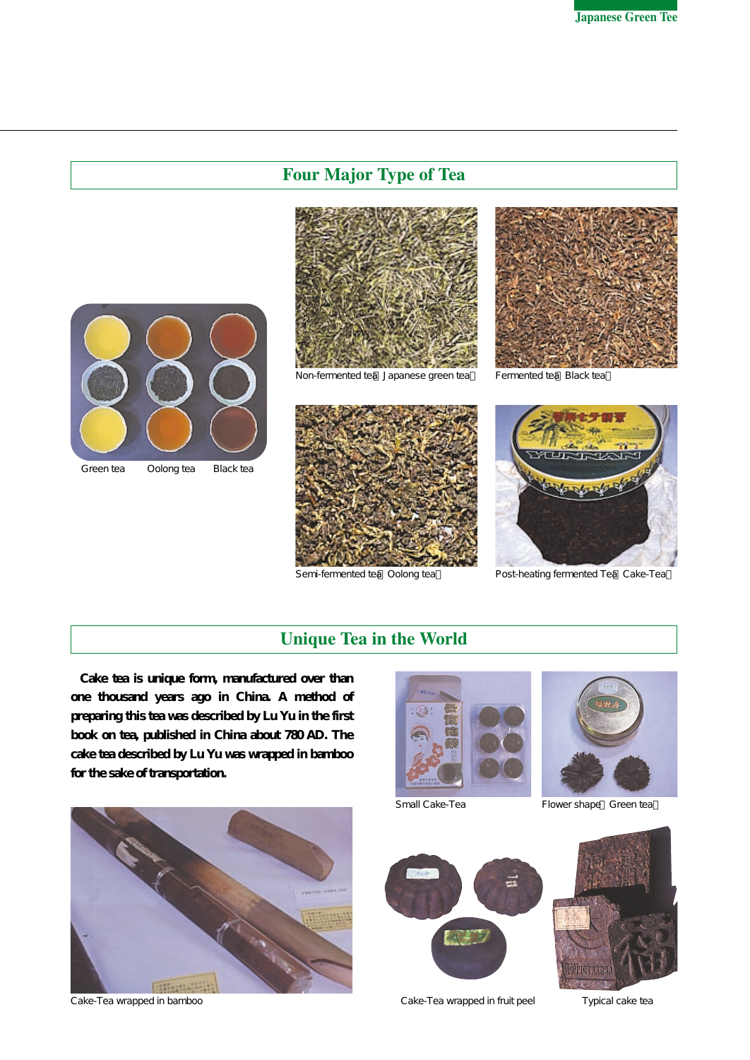## Four Major Type of Tea

Green tea Oolong tea Black tea

Non-fermented tea（Japanese green tea）

Fermented tea（Black tea）

Semi-fermented tea（Oolong tea）

Post-heating fermented Tea（Cake-Tea）

## Unique Tea in the World

**Cake tea is unique form, manufactured over than one thousand years ago in China. A method of preparing this tea was described by Lu Yu in the first book on tea, published in China about 780 AD. The cake tea described by Lu Yu was wrapped in bamboo for the sake of transportation.**

Small Cake-Tea

Flower shape（Green tea）

Cake-Tea wrapped in bamboo

Cake-Tea wrapped in fruit peel

Typical cake tea